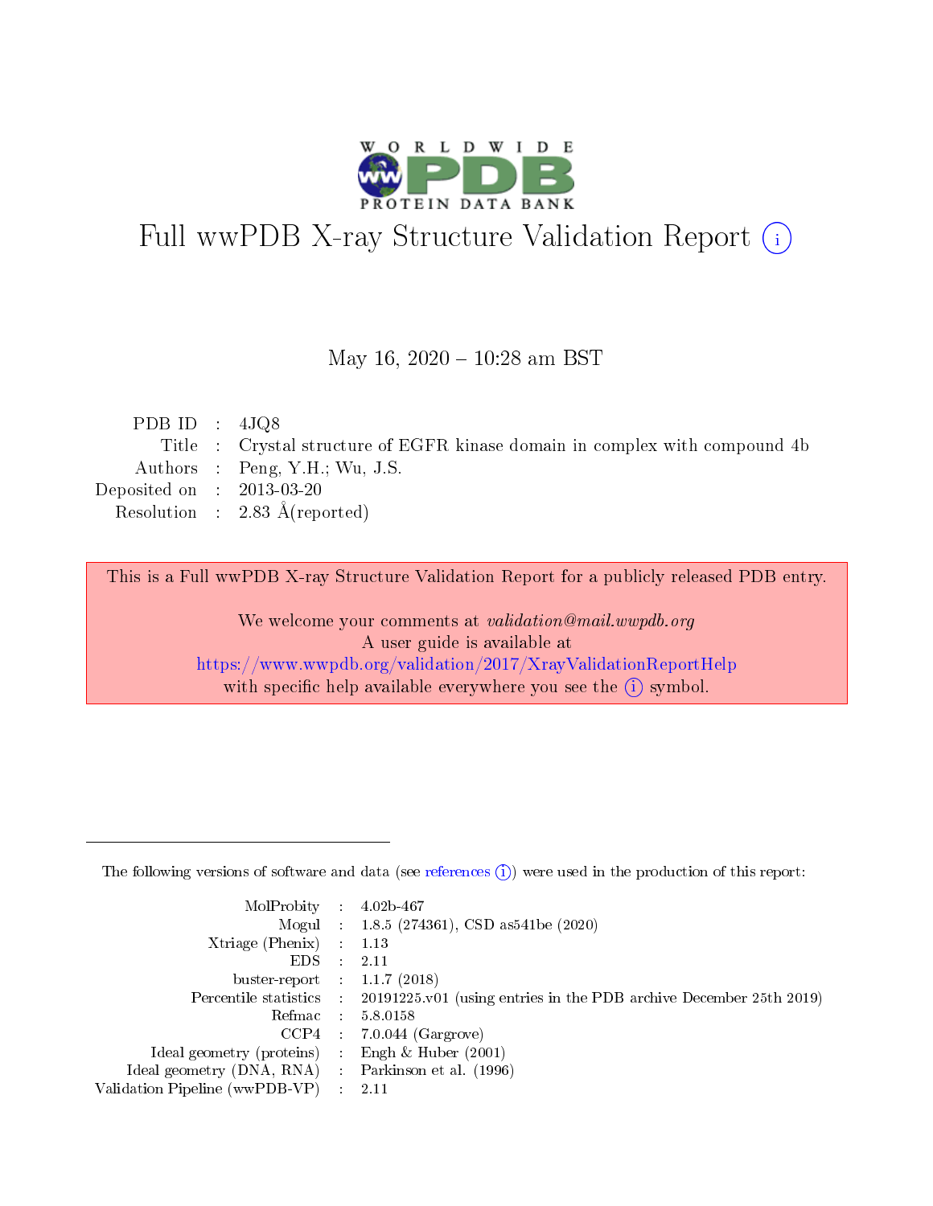# Full wwPDB X-ray Structure Validation Report (i)

May 16, 2020 – 10:28 am BST

| | | |
|---|---|---|
| PDB ID | : | 4JQ8 |
| Title | : | Crystal structure of EGFR kinase domain in complex with compound 4b |
| Authors | : | Peng, Y.H.; Wu, J.S. |
| Deposited on | : | 2013-03-20 |
| Resolution | : | 2.83 Å(reported) |

This is a Full wwPDB X-ray Structure Validation Report for a publicly released PDB entry.

We welcome your comments at *validation@mail.wwpdb.org*
A user guide is available at
https://www.wwpdb.org/validation/2017/XrayValidationReportHelp
with specific help available everywhere you see the (i) symbol.

The following versions of software and data (see references (i)) were used in the production of this report:

| | | |
|---|---|---|
| MolProbity | : | 4.02b-467 |
| Mogul | : | 1.8.5 (274361), CSD as541be (2020) |
| Xtriage (Phenix) | : | 1.13 |
| EDS | : | 2.11 |
| buster-report | : | 1.1.7 (2018) |
| Percentile statistics | : | 20191225.v01 (using entries in the PDB archive December 25th 2019) |
| Refmac | : | 5.8.0158 |
| CCP4 | : | 7.0.044 (Gargrove) |
| Ideal geometry (proteins) | : | Engh & Huber (2001) |
| Ideal geometry (DNA, RNA) | : | Parkinson et al. (1996) |
| Validation Pipeline (wwPDB-VP) | : | 2.11 |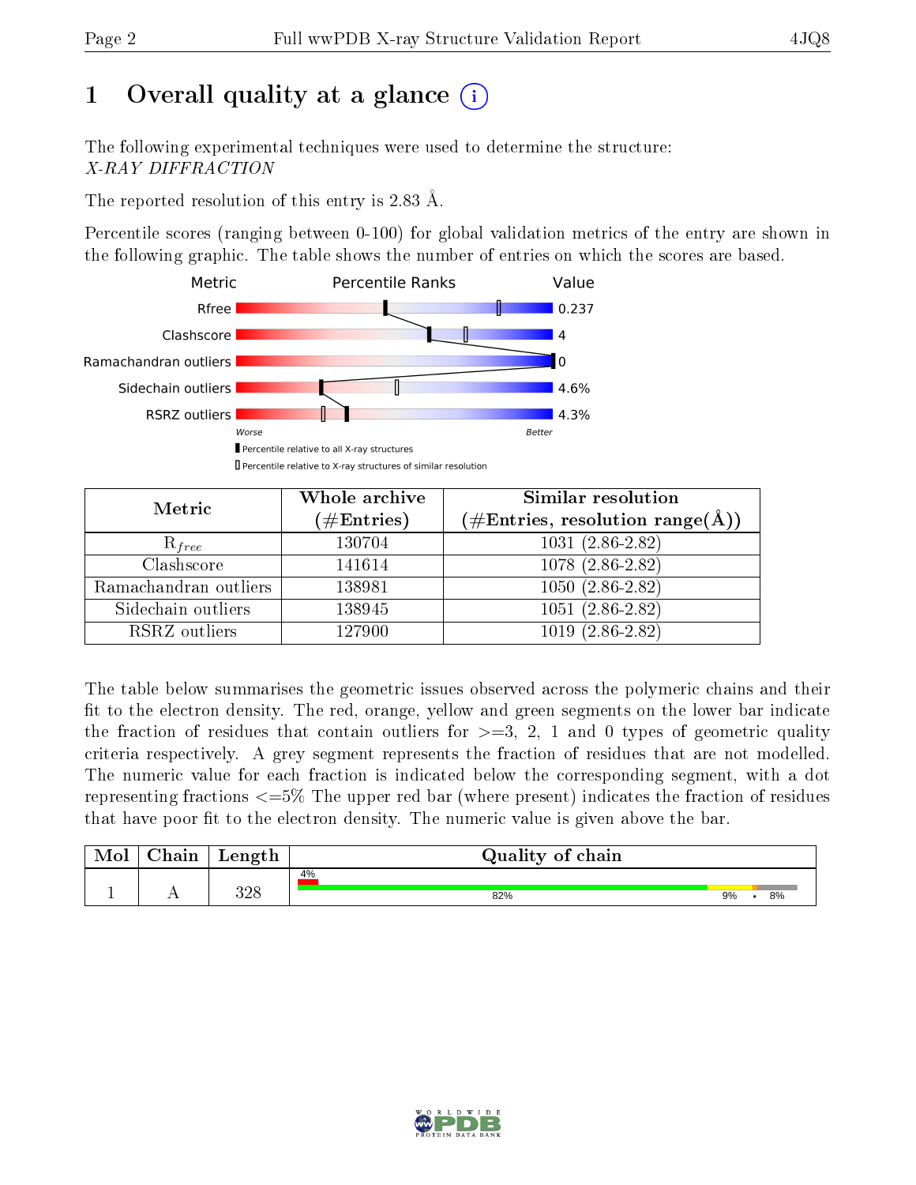# 1 Overall quality at a glance (i)

The following experimental techniques were used to determine the structure:
*X-RAY DIFFRACTION*

The reported resolution of this entry is 2.83 Å.

Percentile scores (ranging between 0-100) for global validation metrics of the entry are shown in the following graphic. The table shows the number of entries on which the scores are based.

| Metric | Value |
|---|---|
| Rfree | 0.237 |
| Clashscore | 4 |
| Ramachandran outliers | 0 |
| Sidechain outliers | 4.6% |
| RSRZ outliers | 4.3% |

Worse — Better

▮ Percentile relative to all X-ray structures
▯ Percentile relative to X-ray structures of similar resolution

| Metric | Whole archive (#Entries) | Similar resolution (#Entries, resolution range(Å)) |
|---|---|---|
| $R_{free}$ | 130704 | 1031 (2.86-2.82) |
| Clashscore | 141614 | 1078 (2.86-2.82) |
| Ramachandran outliers | 138981 | 1050 (2.86-2.82) |
| Sidechain outliers | 138945 | 1051 (2.86-2.82) |
| RSRZ outliers | 127900 | 1019 (2.86-2.82) |

The table below summarises the geometric issues observed across the polymeric chains and their fit to the electron density. The red, orange, yellow and green segments on the lower bar indicate the fraction of residues that contain outliers for >=3, 2, 1 and 0 types of geometric quality criteria respectively. A grey segment represents the fraction of residues that are not modelled. The numeric value for each fraction is indicated below the corresponding segment, with a dot representing fractions <=5% The upper red bar (where present) indicates the fraction of residues that have poor fit to the electron density. The numeric value is given above the bar.

| Mol | Chain | Length | Quality of chain |
|---|---|---|---|
| 1 | A | 328 | 4% (poor fit); 82%, 9%, •, 8% |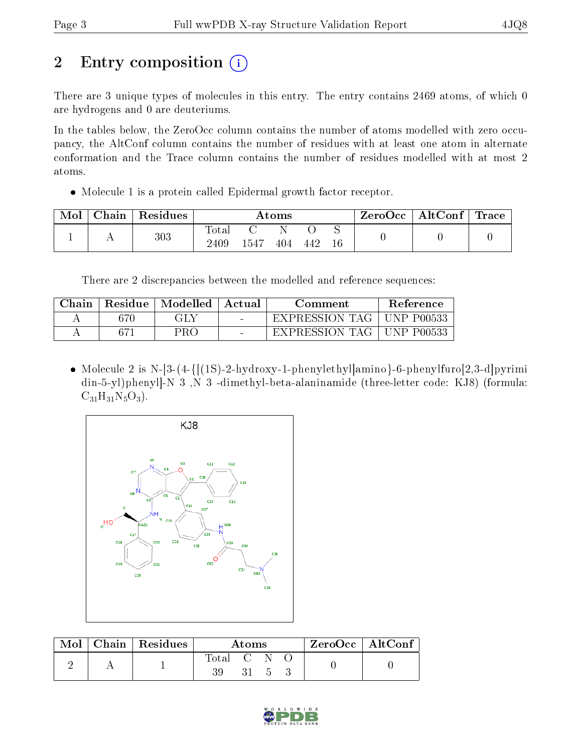# 2 Entry composition

There are 3 unique types of molecules in this entry. The entry contains 2469 atoms, of which 0 are hydrogens and 0 are deuteriums.

In the tables below, the ZeroOcc column contains the number of atoms modelled with zero occupancy, the AltConf column contains the number of residues with at least one atom in alternate conformation and the Trace column contains the number of residues modelled with at most 2 atoms.

- Molecule 1 is a protein called Epidermal growth factor receptor.

| Mol | Chain | Residues | Atoms | | | | | ZeroOcc | AltConf | Trace |
|---|---|---|---|---|---|---|---|---|---|---|
| 1 | A | 303 | Total 2409 | C 1547 | N 404 | O 442 | S 16 | 0 | 0 | 0 |

There are 2 discrepancies between the modelled and reference sequences:

| Chain | Residue | Modelled | Actual | Comment | Reference |
|---|---|---|---|---|---|
| A | 670 | GLY | - | EXPRESSION TAG | UNP P00533 |
| A | 671 | PRO | - | EXPRESSION TAG | UNP P00533 |

- Molecule 2 is N-[3-(4-{[(1S)-2-hydroxy-1-phenylethyl]amino}-6-phenylfuro[2,3-d]pyrimidin-5-yl)phenyl]-N 3 ,N 3 -dimethyl-beta-alaninamide (three-letter code: KJ8) (formula: $C_{31}H_{31}N_5O_3$).

| Mol | Chain | Residues | Atoms | | | | ZeroOcc | AltConf |
|---|---|---|---|---|---|---|---|---|
| 2 | A | 1 | Total 39 | C 31 | N 5 | O 3 | 0 | 0 |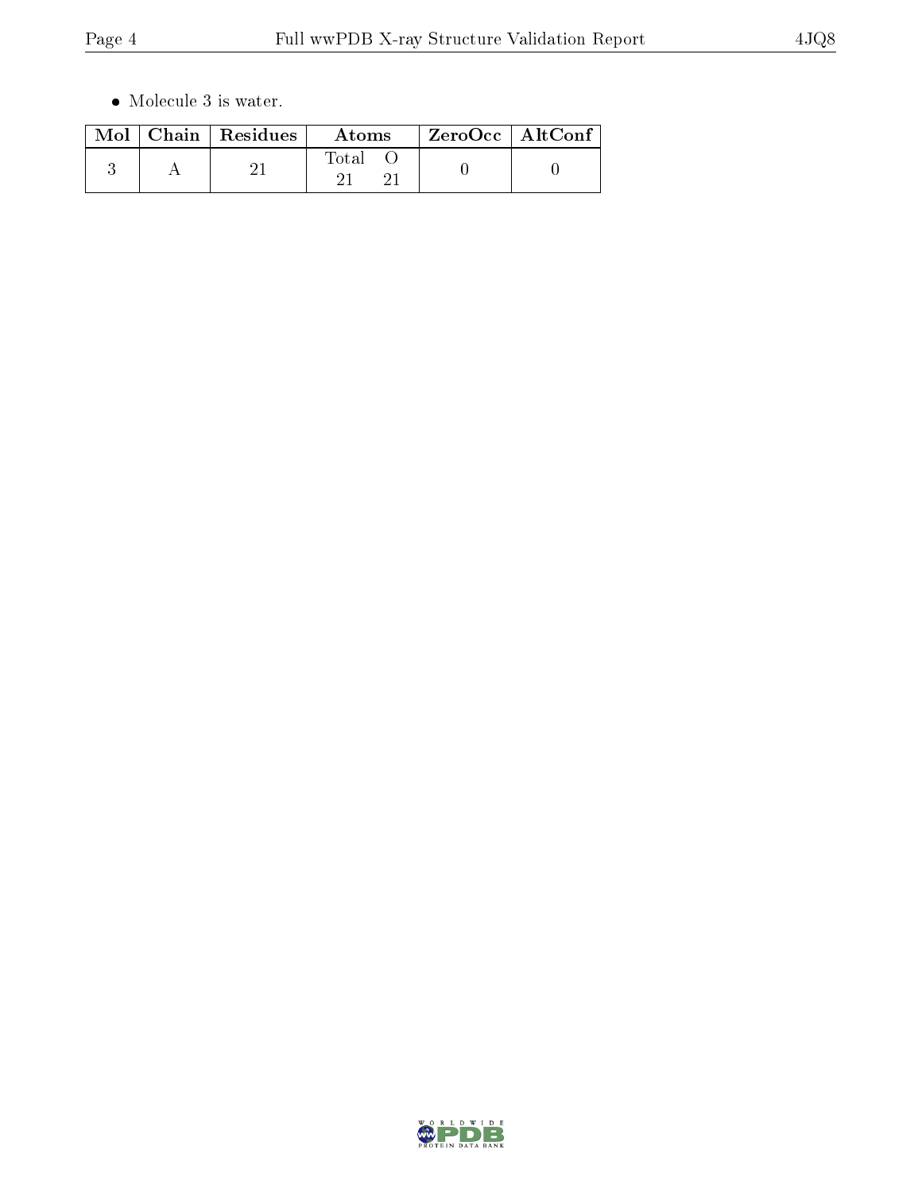- Molecule 3 is water.

| Mol | Chain | Residues | Atoms | | ZeroOcc | AltConf |
|---|---|---|---|---|---|---|
| | | | Total | O | | |
| 3 | A | 21 | 21 | 21 | 0 | 0 |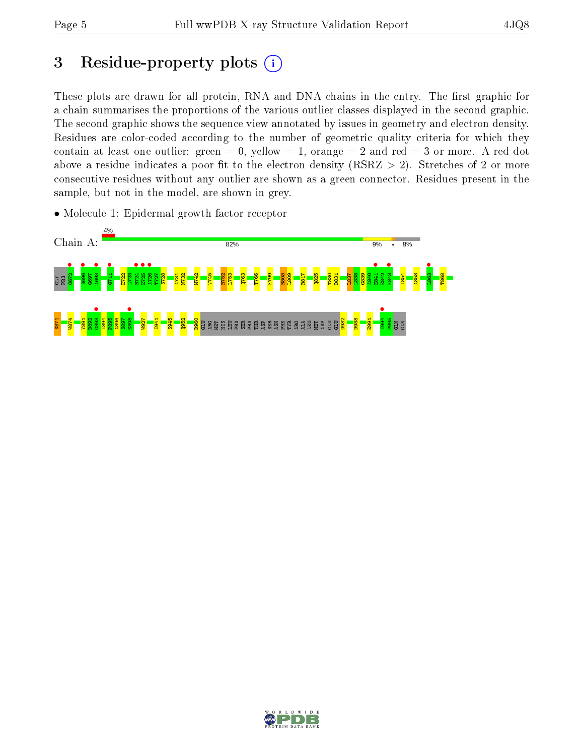# 3 Residue-property plots

These plots are drawn for all protein, RNA and DNA chains in the entry. The first graphic for a chain summarises the proportions of the various outlier classes displayed in the second graphic. The second graphic shows the sequence view annotated by issues in geometry and electron density. Residues are color-coded according to the number of geometric quality criteria for which they contain at least one outlier: green = 0, yellow = 1, orange = 2 and red = 3 or more. A red dot above a residue indicates a poor fit to the electron density (RSRZ > 2). Stretches of 2 or more consecutive residues without any outlier are shown as a green connector. Residues present in the sample, but not in the model, are shown in grey.

- Molecule 1: Epidermal growth factor receptor

Chain A: 4% | 82% | 9% | • | 8%

GLY PRO G672 S696 G697 A698 G711 E722 L723 R724 E725 A726 T727 S728 A731 N732 M742 V745 R752 L753 Q763 T766 K799 R808 L809 R817 Q825 T830 D831 L837 L838 G839 A840 E841 E842 K843 I854 A858 L863 T868

S871 W874 Y891 D892 G893 I894 P895 A896 S897 E898 W927 I941 S945 Q952 D960 GLU ARG MET HIS LEU PRO SER PRO THR ASP SER ASN PHE TYR ARG ALA LEU MET ASP GLU GLU D982 D988 E991 I994 F995 GLN GLN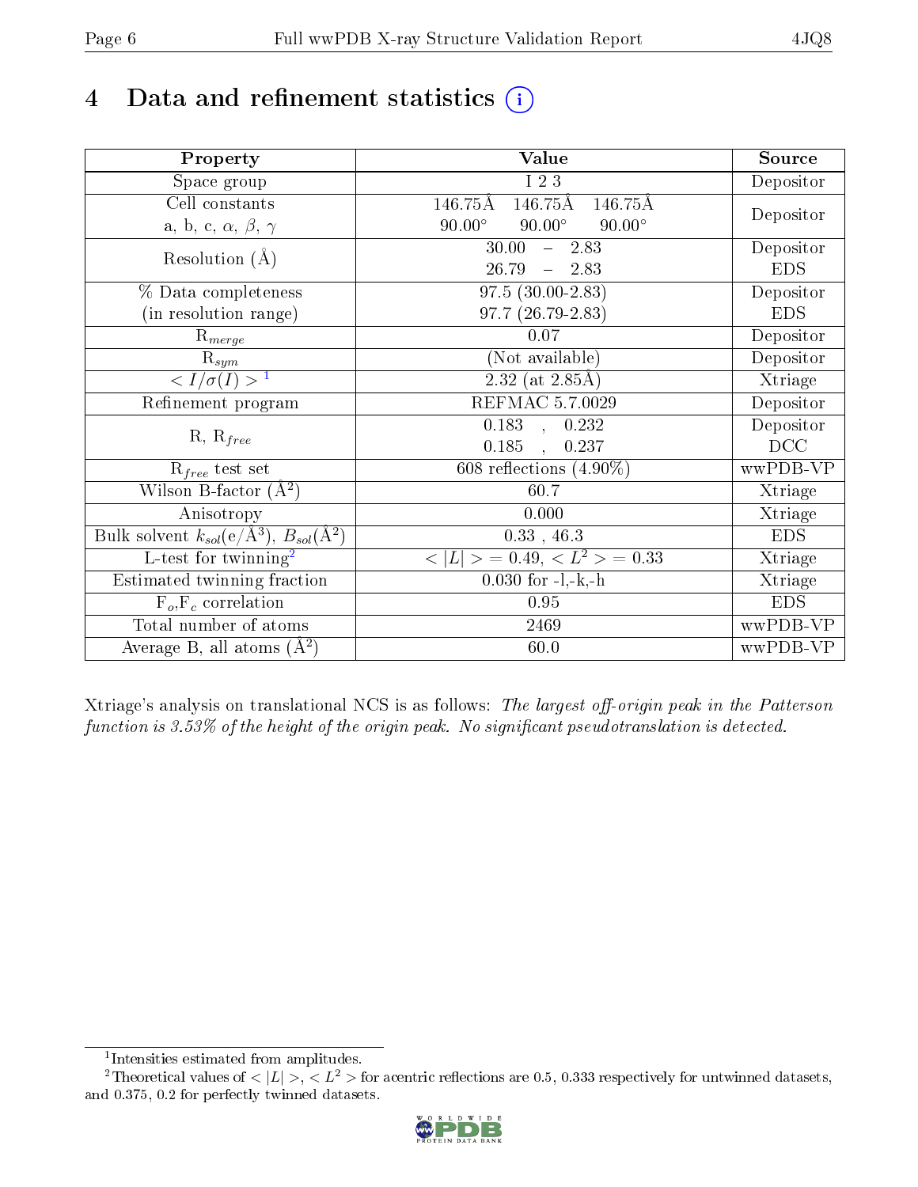# 4 Data and refinement statistics

| Property | Value | Source |
|---|---|---|
| Space group | I 2 3 | Depositor |
| Cell constants<br>a, b, c, $\alpha$, $\beta$, $\gamma$ | 146.75Å 146.75Å 146.75Å<br>90.00° 90.00° 90.00° | Depositor |
| Resolution (Å) | 30.00 – 2.83<br>26.79 – 2.83 | Depositor<br>EDS |
| % Data completeness<br>(in resolution range) | 97.5 (30.00-2.83)<br>97.7 (26.79-2.83) | Depositor<br>EDS |
| $R_{merge}$ | 0.07 | Depositor |
| $R_{sym}$ | (Not available) | Depositor |
| $< I/\sigma(I) >$ [1] | 2.32 (at 2.85Å) | Xtriage |
| Refinement program | REFMAC 5.7.0029 | Depositor |
| R, $R_{free}$ | 0.183 , 0.232<br>0.185 , 0.237 | Depositor<br>DCC |
| $R_{free}$ test set | 608 reflections (4.90%) | wwPDB-VP |
| Wilson B-factor (Å$^2$) | 60.7 | Xtriage |
| Anisotropy | 0.000 | Xtriage |
| Bulk solvent $k_{sol}$(e/Å$^3$), $B_{sol}$(Å$^2$) | 0.33 , 46.3 | EDS |
| L-test for twinning[2] | $< \|L\| > = 0.49$, $< L^2 > = 0.33$ | Xtriage |
| Estimated twinning fraction | 0.030 for -l,-k,-h | Xtriage |
| $F_o$,$F_c$ correlation | 0.95 | EDS |
| Total number of atoms | 2469 | wwPDB-VP |
| Average B, all atoms (Å$^2$) | 60.0 | wwPDB-VP |

Xtriage's analysis on translational NCS is as follows: *The largest off-origin peak in the Patterson function is 3.53% of the height of the origin peak. No significant pseudotranslation is detected.*

[1] Intensities estimated from amplitudes.

[2] Theoretical values of $< |L| >$, $< L^2 >$ for acentric reflections are 0.5, 0.333 respectively for untwinned datasets, and 0.375, 0.2 for perfectly twinned datasets.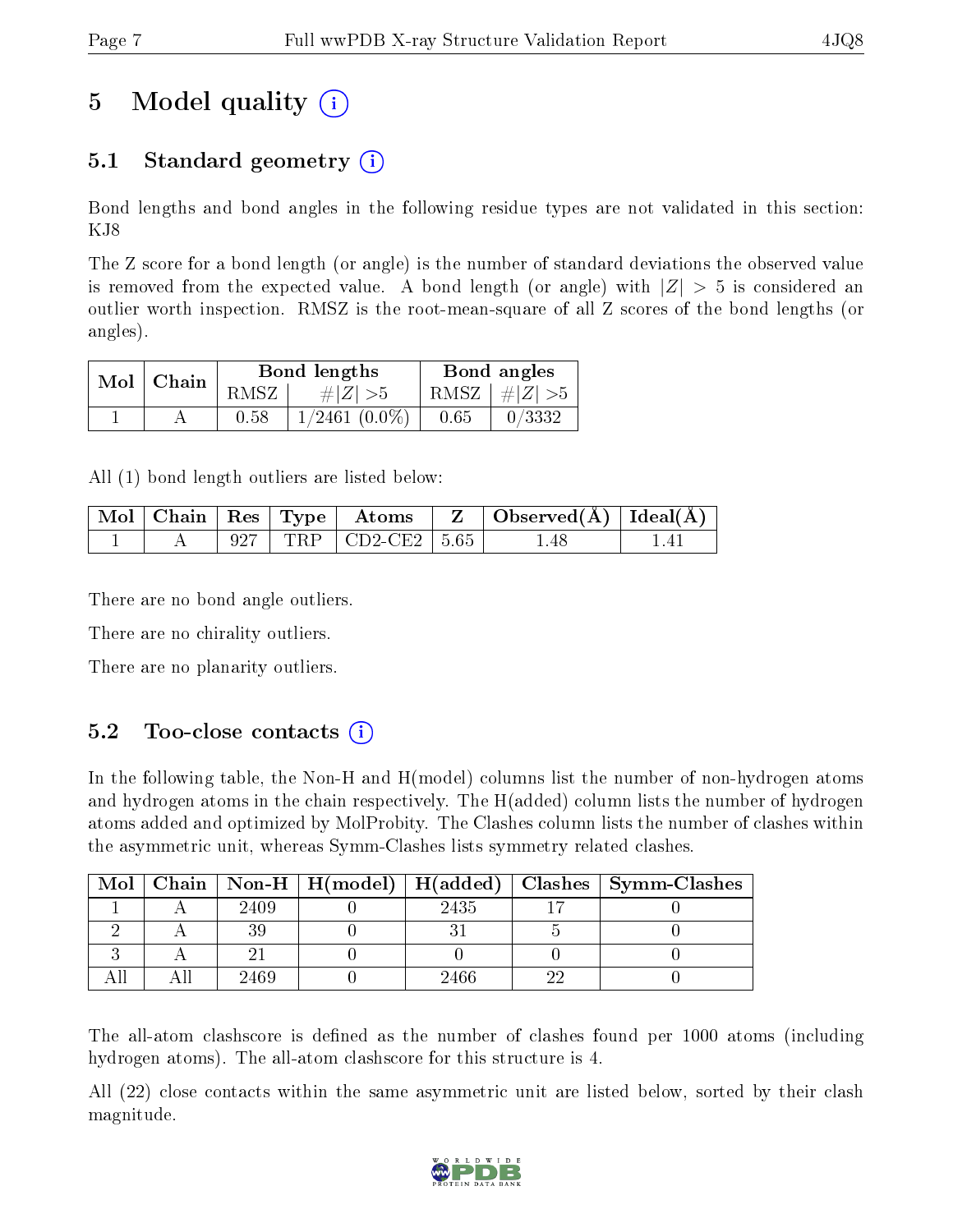# 5 Model quality

## 5.1 Standard geometry

Bond lengths and bond angles in the following residue types are not validated in this section: KJ8

The Z score for a bond length (or angle) is the number of standard deviations the observed value is removed from the expected value. A bond length (or angle) with $|Z| > 5$ is considered an outlier worth inspection. RMSZ is the root-mean-square of all Z scores of the bond lengths (or angles).

| Mol | Chain | Bond lengths | | Bond angles | |
|---|---|---|---|---|---|
| | | RMSZ | #$\|Z\|$ >5 | RMSZ | #$\|Z\|$ >5 |
| 1 | A | 0.58 | 1/2461 (0.0%) | 0.65 | 0/3332 |

All (1) bond length outliers are listed below:

| Mol | Chain | Res | Type | Atoms | Z | Observed(Å) | Ideal(Å) |
|---|---|---|---|---|---|---|---|
| 1 | A | 927 | TRP | CD2-CE2 | 5.65 | 1.48 | 1.41 |

There are no bond angle outliers.

There are no chirality outliers.

There are no planarity outliers.

## 5.2 Too-close contacts

In the following table, the Non-H and H(model) columns list the number of non-hydrogen atoms and hydrogen atoms in the chain respectively. The H(added) column lists the number of hydrogen atoms added and optimized by MolProbity. The Clashes column lists the number of clashes within the asymmetric unit, whereas Symm-Clashes lists symmetry related clashes.

| Mol | Chain | Non-H | H(model) | H(added) | Clashes | Symm-Clashes |
|---|---|---|---|---|---|---|
| 1 | A | 2409 | 0 | 2435 | 17 | 0 |
| 2 | A | 39 | 0 | 31 | 5 | 0 |
| 3 | A | 21 | 0 | 0 | 0 | 0 |
| All | All | 2469 | 0 | 2466 | 22 | 0 |

The all-atom clashscore is defined as the number of clashes found per 1000 atoms (including hydrogen atoms). The all-atom clashscore for this structure is 4.

All (22) close contacts within the same asymmetric unit are listed below, sorted by their clash magnitude.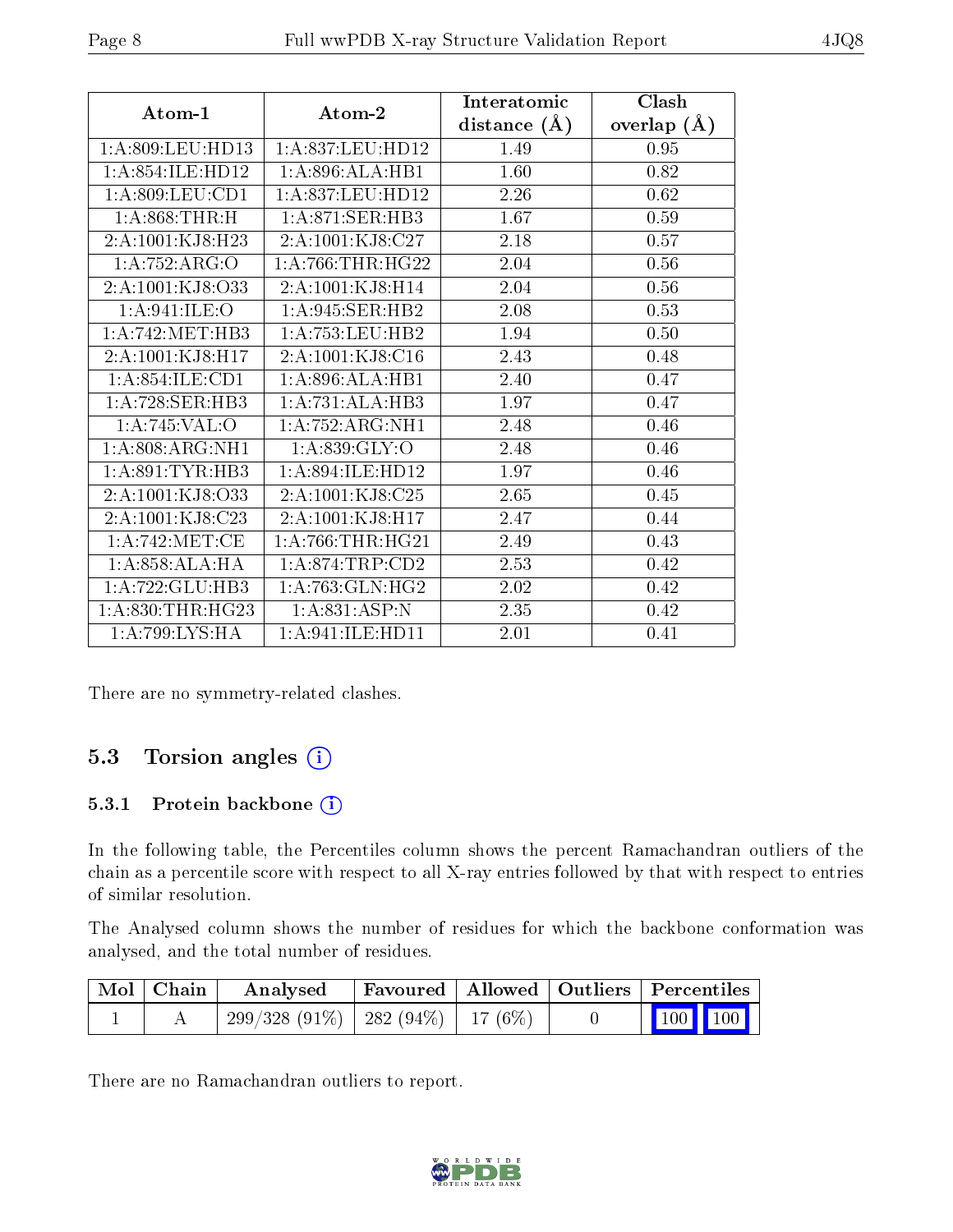| Atom-1 | Atom-2 | Interatomic distance (Å) | Clash overlap (Å) |
|---|---|---|---|
| 1:A:809:LEU:HD13 | 1:A:837:LEU:HD12 | 1.49 | 0.95 |
| 1:A:854:ILE:HD12 | 1:A:896:ALA:HB1 | 1.60 | 0.82 |
| 1:A:809:LEU:CD1 | 1:A:837:LEU:HD12 | 2.26 | 0.62 |
| 1:A:868:THR:H | 1:A:871:SER:HB3 | 1.67 | 0.59 |
| 2:A:1001:KJ8:H23 | 2:A:1001:KJ8:C27 | 2.18 | 0.57 |
| 1:A:752:ARG:O | 1:A:766:THR:HG22 | 2.04 | 0.56 |
| 2:A:1001:KJ8:O33 | 2:A:1001:KJ8:H14 | 2.04 | 0.56 |
| 1:A:941:ILE:O | 1:A:945:SER:HB2 | 2.08 | 0.53 |
| 1:A:742:MET:HB3 | 1:A:753:LEU:HB2 | 1.94 | 0.50 |
| 2:A:1001:KJ8:H17 | 2:A:1001:KJ8:C16 | 2.43 | 0.48 |
| 1:A:854:ILE:CD1 | 1:A:896:ALA:HB1 | 2.40 | 0.47 |
| 1:A:728:SER:HB3 | 1:A:731:ALA:HB3 | 1.97 | 0.47 |
| 1:A:745:VAL:O | 1:A:752:ARG:NH1 | 2.48 | 0.46 |
| 1:A:808:ARG:NH1 | 1:A:839:GLY:O | 2.48 | 0.46 |
| 1:A:891:TYR:HB3 | 1:A:894:ILE:HD12 | 1.97 | 0.46 |
| 2:A:1001:KJ8:O33 | 2:A:1001:KJ8:C25 | 2.65 | 0.45 |
| 2:A:1001:KJ8:C23 | 2:A:1001:KJ8:H17 | 2.47 | 0.44 |
| 1:A:742:MET:CE | 1:A:766:THR:HG21 | 2.49 | 0.43 |
| 1:A:858:ALA:HA | 1:A:874:TRP:CD2 | 2.53 | 0.42 |
| 1:A:722:GLU:HB3 | 1:A:763:GLN:HG2 | 2.02 | 0.42 |
| 1:A:830:THR:HG23 | 1:A:831:ASP:N | 2.35 | 0.42 |
| 1:A:799:LYS:HA | 1:A:941:ILE:HD11 | 2.01 | 0.41 |

There are no symmetry-related clashes.

## 5.3 Torsion angles

### 5.3.1 Protein backbone

In the following table, the Percentiles column shows the percent Ramachandran outliers of the chain as a percentile score with respect to all X-ray entries followed by that with respect to entries of similar resolution.

The Analysed column shows the number of residues for which the backbone conformation was analysed, and the total number of residues.

| Mol | Chain | Analysed | Favoured | Allowed | Outliers | Percentiles |
|---|---|---|---|---|---|---|
| 1 | A | 299/328 (91%) | 282 (94%) | 17 (6%) | 0 | 100 100 |

There are no Ramachandran outliers to report.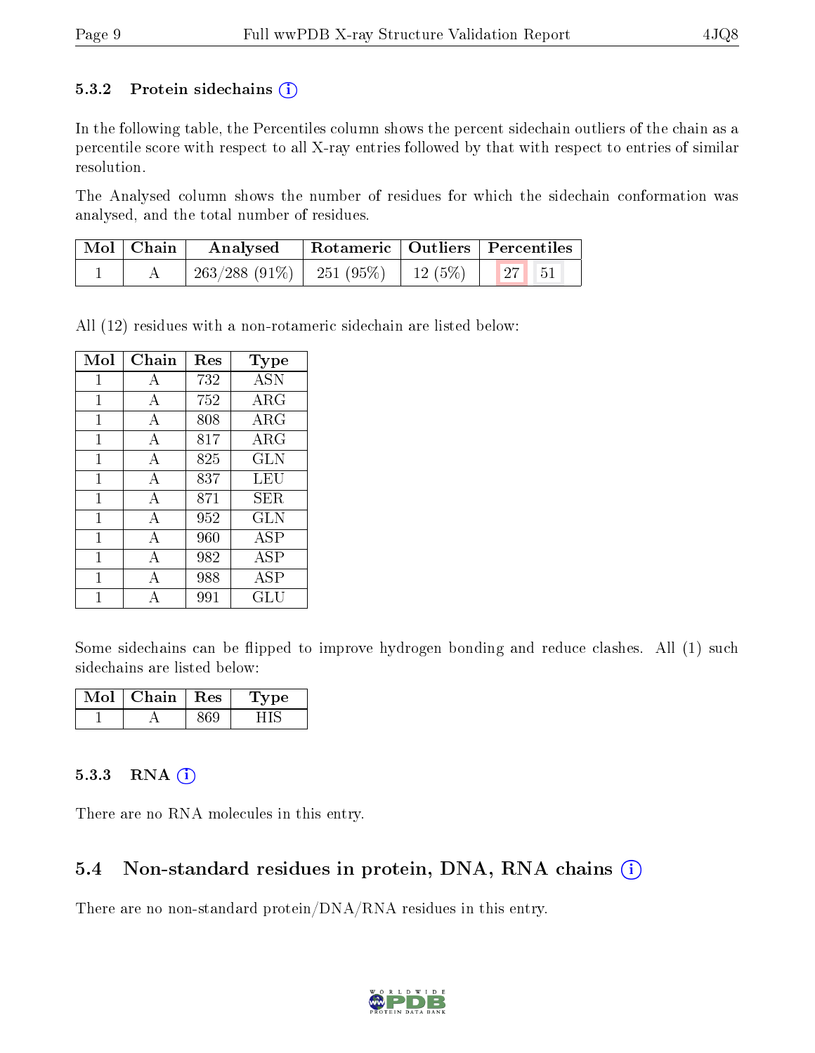### 5.3.2 Protein sidechains

In the following table, the Percentiles column shows the percent sidechain outliers of the chain as a percentile score with respect to all X-ray entries followed by that with respect to entries of similar resolution.

The Analysed column shows the number of residues for which the sidechain conformation was analysed, and the total number of residues.

| Mol | Chain | Analysed | Rotameric | Outliers | Percentiles | |
|---|---|---|---|---|---|---|
| 1 | A | 263/288 (91%) | 251 (95%) | 12 (5%) | 27 | 51 |

All (12) residues with a non-rotameric sidechain are listed below:

| Mol | Chain | Res | Type |
|---|---|---|---|
| 1 | A | 732 | ASN |
| 1 | A | 752 | ARG |
| 1 | A | 808 | ARG |
| 1 | A | 817 | ARG |
| 1 | A | 825 | GLN |
| 1 | A | 837 | LEU |
| 1 | A | 871 | SER |
| 1 | A | 952 | GLN |
| 1 | A | 960 | ASP |
| 1 | A | 982 | ASP |
| 1 | A | 988 | ASP |
| 1 | A | 991 | GLU |

Some sidechains can be flipped to improve hydrogen bonding and reduce clashes. All (1) such sidechains are listed below:

| Mol | Chain | Res | Type |
|---|---|---|---|
| 1 | A | 869 | HIS |

### 5.3.3 RNA

There are no RNA molecules in this entry.

## 5.4 Non-standard residues in protein, DNA, RNA chains

There are no non-standard protein/DNA/RNA residues in this entry.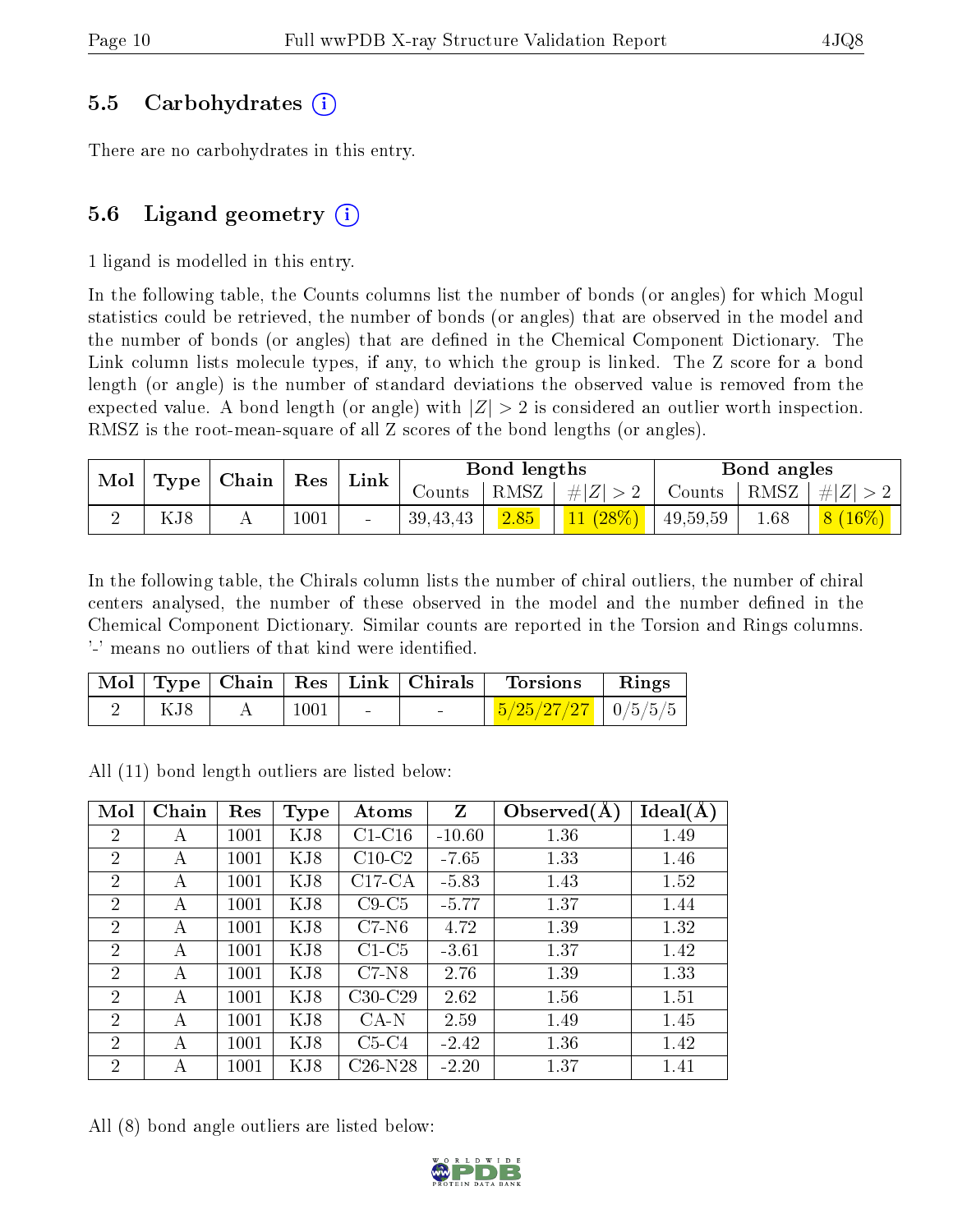### 5.5 Carbohydrates (i)

There are no carbohydrates in this entry.

### 5.6 Ligand geometry (i)

1 ligand is modelled in this entry.

In the following table, the Counts columns list the number of bonds (or angles) for which Mogul statistics could be retrieved, the number of bonds (or angles) that are observed in the model and the number of bonds (or angles) that are defined in the Chemical Component Dictionary. The Link column lists molecule types, if any, to which the group is linked. The Z score for a bond length (or angle) is the number of standard deviations the observed value is removed from the expected value. A bond length (or angle) with $|Z| > 2$ is considered an outlier worth inspection. RMSZ is the root-mean-square of all Z scores of the bond lengths (or angles).

| Mol | Type | Chain | Res | Link | Bond lengths | | | Bond angles | | |
|---|---|---|---|---|---|---|---|---|---|---|
| | | | | | Counts | RMSZ | $\#\|Z\| > 2$ | Counts | RMSZ | $\#\|Z\| > 2$ |
| 2 | KJ8 | A | 1001 | - | 39,43,43 | 2.85 | 11 (28%) | 49,59,59 | 1.68 | 8 (16%) |

In the following table, the Chirals column lists the number of chiral outliers, the number of chiral centers analysed, the number of these observed in the model and the number defined in the Chemical Component Dictionary. Similar counts are reported in the Torsion and Rings columns. '-' means no outliers of that kind were identified.

| Mol | Type | Chain | Res | Link | Chirals | Torsions | Rings |
|---|---|---|---|---|---|---|---|
| 2 | KJ8 | A | 1001 | - | - | 5/25/27/27 | 0/5/5/5 |

All (11) bond length outliers are listed below:

| Mol | Chain | Res | Type | Atoms | Z | Observed(Å) | Ideal(Å) |
|---|---|---|---|---|---|---|---|
| 2 | A | 1001 | KJ8 | C1-C16 | -10.60 | 1.36 | 1.49 |
| 2 | A | 1001 | KJ8 | C10-C2 | -7.65 | 1.33 | 1.46 |
| 2 | A | 1001 | KJ8 | C17-CA | -5.83 | 1.43 | 1.52 |
| 2 | A | 1001 | KJ8 | C9-C5 | -5.77 | 1.37 | 1.44 |
| 2 | A | 1001 | KJ8 | C7-N6 | 4.72 | 1.39 | 1.32 |
| 2 | A | 1001 | KJ8 | C1-C5 | -3.61 | 1.37 | 1.42 |
| 2 | A | 1001 | KJ8 | C7-N8 | 2.76 | 1.39 | 1.33 |
| 2 | A | 1001 | KJ8 | C30-C29 | 2.62 | 1.56 | 1.51 |
| 2 | A | 1001 | KJ8 | CA-N | 2.59 | 1.49 | 1.45 |
| 2 | A | 1001 | KJ8 | C5-C4 | -2.42 | 1.36 | 1.42 |
| 2 | A | 1001 | KJ8 | C26-N28 | -2.20 | 1.37 | 1.41 |

All (8) bond angle outliers are listed below: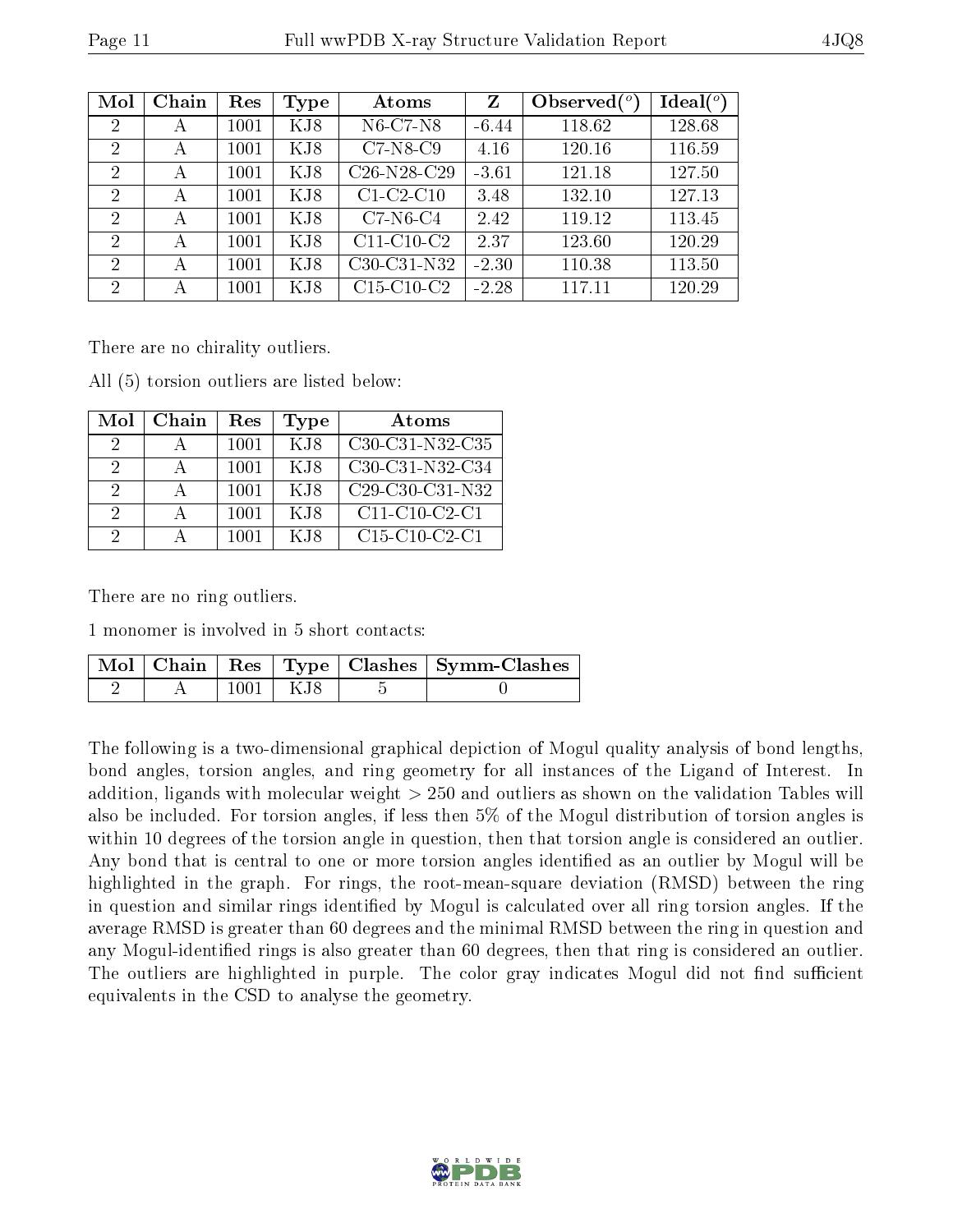| Mol | Chain | Res | Type | Atoms | Z | Observed(°) | Ideal(°) |
|---|---|---|---|---|---|---|---|
| 2 | A | 1001 | KJ8 | N6-C7-N8 | -6.44 | 118.62 | 128.68 |
| 2 | A | 1001 | KJ8 | C7-N8-C9 | 4.16 | 120.16 | 116.59 |
| 2 | A | 1001 | KJ8 | C26-N28-C29 | -3.61 | 121.18 | 127.50 |
| 2 | A | 1001 | KJ8 | C1-C2-C10 | 3.48 | 132.10 | 127.13 |
| 2 | A | 1001 | KJ8 | C7-N6-C4 | 2.42 | 119.12 | 113.45 |
| 2 | A | 1001 | KJ8 | C11-C10-C2 | 2.37 | 123.60 | 120.29 |
| 2 | A | 1001 | KJ8 | C30-C31-N32 | -2.30 | 110.38 | 113.50 |
| 2 | A | 1001 | KJ8 | C15-C10-C2 | -2.28 | 117.11 | 120.29 |

There are no chirality outliers.

All (5) torsion outliers are listed below:

| Mol | Chain | Res | Type | Atoms |
|---|---|---|---|---|
| 2 | A | 1001 | KJ8 | C30-C31-N32-C35 |
| 2 | A | 1001 | KJ8 | C30-C31-N32-C34 |
| 2 | A | 1001 | KJ8 | C29-C30-C31-N32 |
| 2 | A | 1001 | KJ8 | C11-C10-C2-C1 |
| 2 | A | 1001 | KJ8 | C15-C10-C2-C1 |

There are no ring outliers.

1 monomer is involved in 5 short contacts:

| Mol | Chain | Res | Type | Clashes | Symm-Clashes |
|---|---|---|---|---|---|
| 2 | A | 1001 | KJ8 | 5 | 0 |

The following is a two-dimensional graphical depiction of Mogul quality analysis of bond lengths, bond angles, torsion angles, and ring geometry for all instances of the Ligand of Interest. In addition, ligands with molecular weight > 250 and outliers as shown on the validation Tables will also be included. For torsion angles, if less then 5% of the Mogul distribution of torsion angles is within 10 degrees of the torsion angle in question, then that torsion angle is considered an outlier. Any bond that is central to one or more torsion angles identified as an outlier by Mogul will be highlighted in the graph. For rings, the root-mean-square deviation (RMSD) between the ring in question and similar rings identified by Mogul is calculated over all ring torsion angles. If the average RMSD is greater than 60 degrees and the minimal RMSD between the ring in question and any Mogul-identified rings is also greater than 60 degrees, then that ring is considered an outlier. The outliers are highlighted in purple. The color gray indicates Mogul did not find sufficient equivalents in the CSD to analyse the geometry.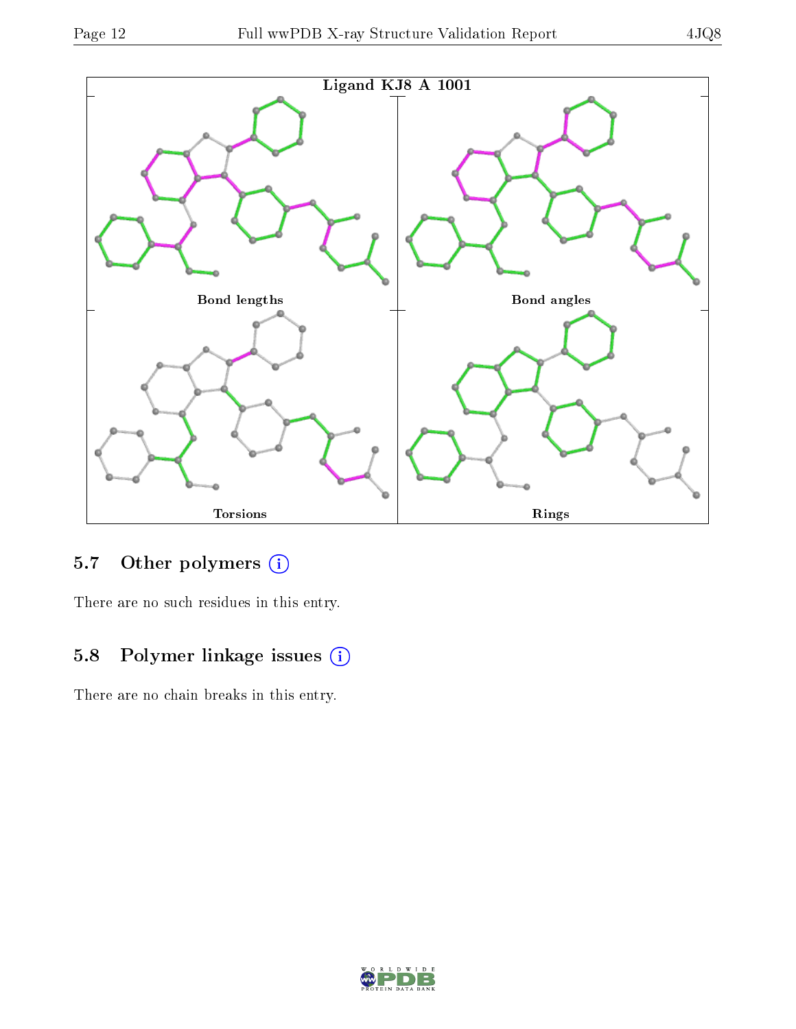Ligand KJ8 A 1001

Bond lengths

Bond angles

Torsions

Rings

### 5.7 Other polymers

There are no such residues in this entry.

### 5.8 Polymer linkage issues

There are no chain breaks in this entry.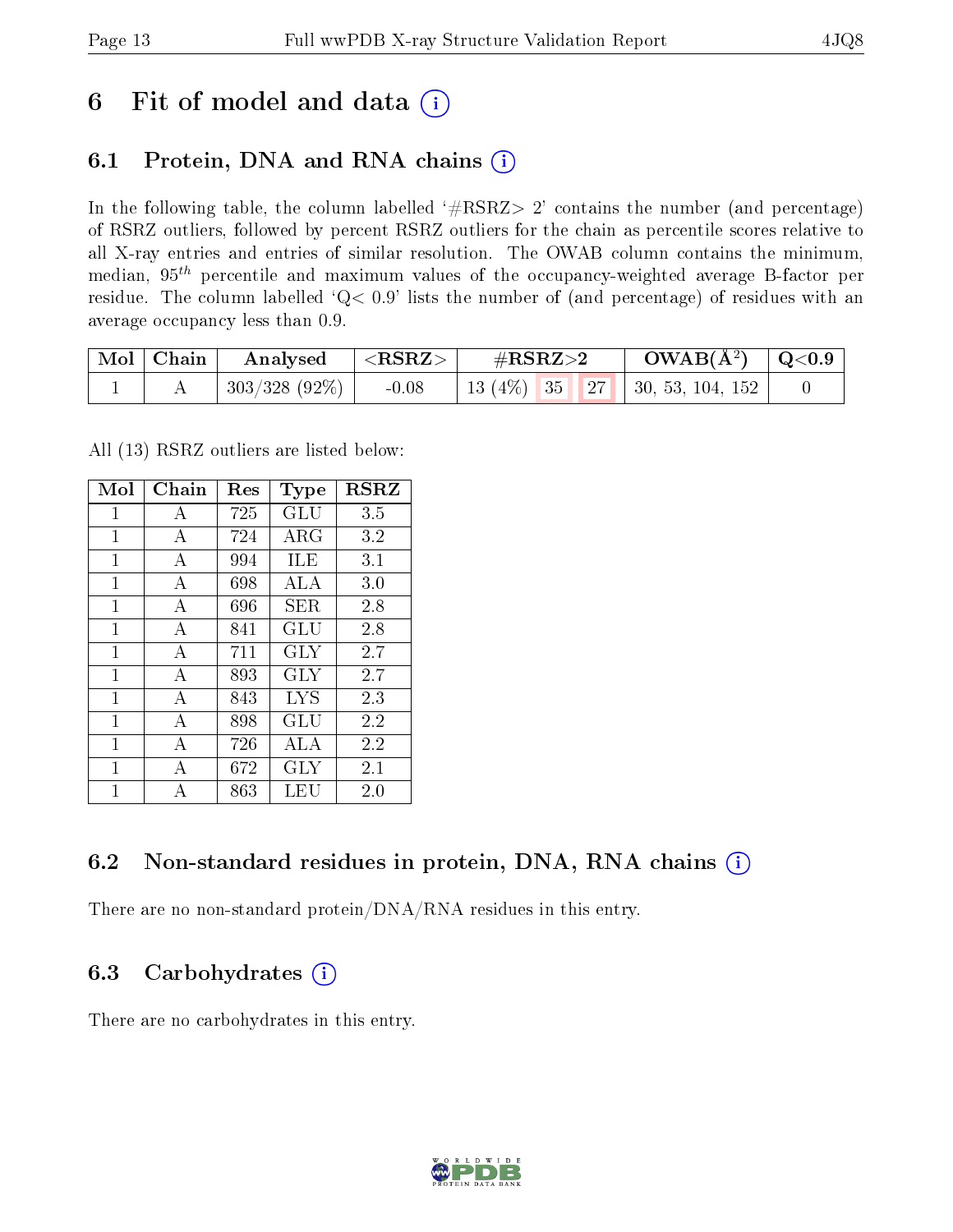# 6 Fit of model and data ⓘ

## 6.1 Protein, DNA and RNA chains ⓘ

In the following table, the column labelled '#RSRZ> 2' contains the number (and percentage) of RSRZ outliers, followed by percent RSRZ outliers for the chain as percentile scores relative to all X-ray entries and entries of similar resolution. The OWAB column contains the minimum, median, $95^{th}$ percentile and maximum values of the occupancy-weighted average B-factor per residue. The column labelled 'Q< 0.9' lists the number of (and percentage) of residues with an average occupancy less than 0.9.

| Mol | Chain | Analysed | <RSRZ> | #RSRZ>2 | | | OWAB(Å$^2$) | Q<0.9 |
|---|---|---|---|---|---|---|---|---|
| 1 | A | 303/328 (92%) | -0.08 | 13 (4%) | 35 | 27 | 30, 53, 104, 152 | 0 |

All (13) RSRZ outliers are listed below:

| Mol | Chain | Res | Type | RSRZ |
|---|---|---|---|---|
| 1 | A | 725 | GLU | 3.5 |
| 1 | A | 724 | ARG | 3.2 |
| 1 | A | 994 | ILE | 3.1 |
| 1 | A | 698 | ALA | 3.0 |
| 1 | A | 696 | SER | 2.8 |
| 1 | A | 841 | GLU | 2.8 |
| 1 | A | 711 | GLY | 2.7 |
| 1 | A | 893 | GLY | 2.7 |
| 1 | A | 843 | LYS | 2.3 |
| 1 | A | 898 | GLU | 2.2 |
| 1 | A | 726 | ALA | 2.2 |
| 1 | A | 672 | GLY | 2.1 |
| 1 | A | 863 | LEU | 2.0 |

## 6.2 Non-standard residues in protein, DNA, RNA chains ⓘ

There are no non-standard protein/DNA/RNA residues in this entry.

## 6.3 Carbohydrates ⓘ

There are no carbohydrates in this entry.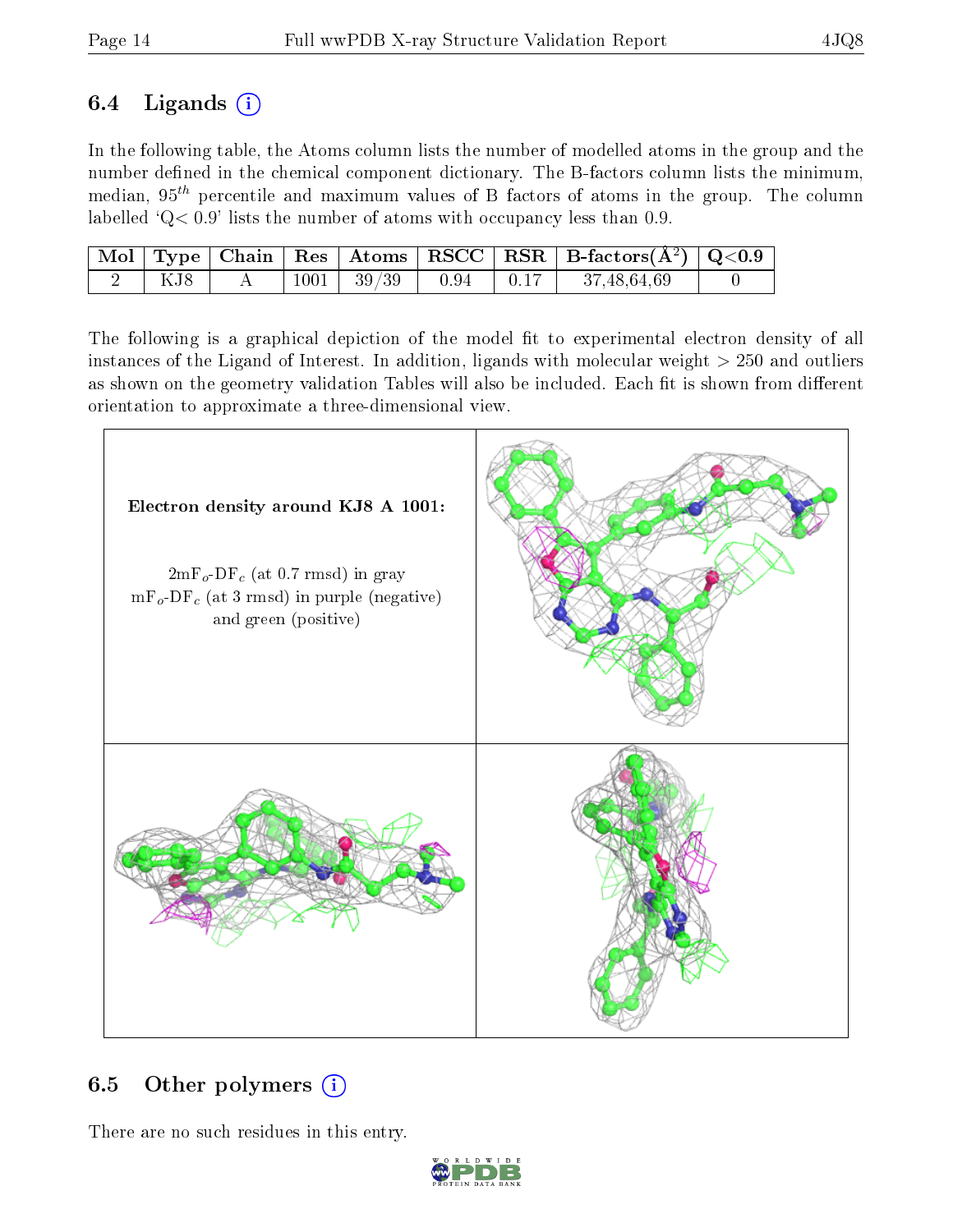## 6.4 Ligands (i)

In the following table, the Atoms column lists the number of modelled atoms in the group and the number defined in the chemical component dictionary. The B-factors column lists the minimum, median, $95^{th}$ percentile and maximum values of B factors of atoms in the group. The column labelled 'Q< 0.9' lists the number of atoms with occupancy less than 0.9.

| Mol | Type | Chain | Res | Atoms | RSCC | RSR | B-factors($Å^2$) | Q<0.9 |
|---|---|---|---|---|---|---|---|---|
| 2 | KJ8 | A | 1001 | 39/39 | 0.94 | 0.17 | 37,48,64,69 | 0 |

The following is a graphical depiction of the model fit to experimental electron density of all instances of the Ligand of Interest. In addition, ligands with molecular weight > 250 and outliers as shown on the geometry validation Tables will also be included. Each fit is shown from different orientation to approximate a three-dimensional view.

**Electron density around KJ8 A 1001:**

$2mF_o$-$DF_c$ (at 0.7 rmsd) in gray
$mF_o$-$DF_c$ (at 3 rmsd) in purple (negative) and green (positive)

## 6.5 Other polymers (i)

There are no such residues in this entry.